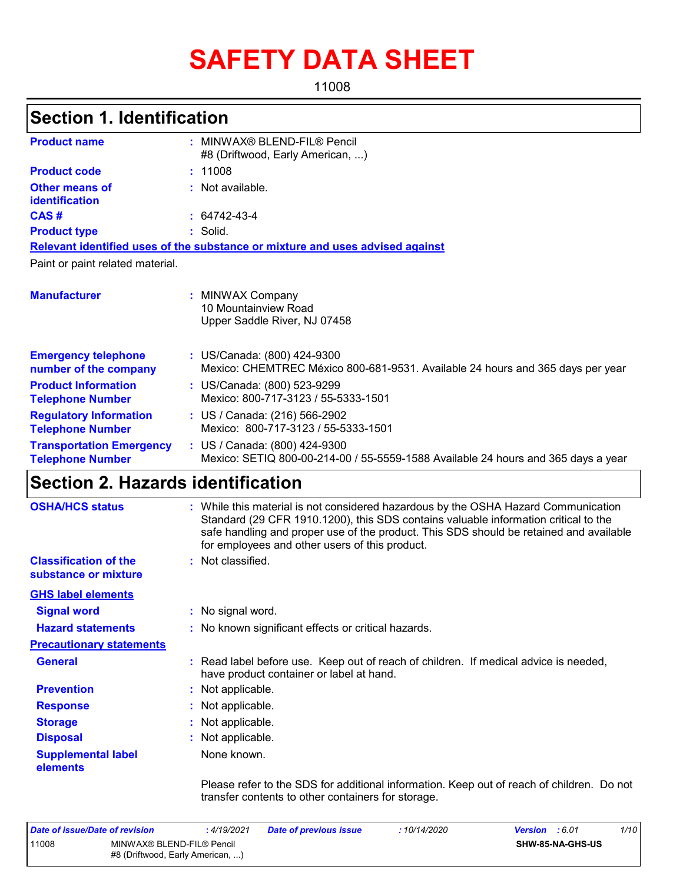# SAFETY DATA SHEET

11008

## Section 1. Identification

| | | |
|---|---|---|
| **Product name** | : | MINWAX® BLEND-FIL® Pencil #8 (Driftwood, Early American, ...) |
| **Product code** | : | 11008 |
| **Other means of identification** | : | Not available. |
| **CAS #** | : | 64742-43-4 |
| **Product type** | : | Solid. |

**Relevant identified uses of the substance or mixture and uses advised against**

Paint or paint related material.

| | | |
|---|---|---|
| **Manufacturer** | : | MINWAX Company<br>10 Mountainview Road<br>Upper Saddle River, NJ 07458 |
| **Emergency telephone number of the company** | : | US/Canada: (800) 424-9300<br>Mexico: CHEMTREC México 800-681-9531. Available 24 hours and 365 days per year |
| **Product Information Telephone Number** | : | US/Canada: (800) 523-9299<br>Mexico: 800-717-3123 / 55-5333-1501 |
| **Regulatory Information Telephone Number** | : | US / Canada: (216) 566-2902<br>Mexico: 800-717-3123 / 55-5333-1501 |
| **Transportation Emergency Telephone Number** | : | US / Canada: (800) 424-9300<br>Mexico: SETIQ 800-00-214-00 / 55-5559-1588 Available 24 hours and 365 days a year |

## Section 2. Hazards identification

| | | |
|---|---|---|
| **OSHA/HCS status** | : | While this material is not considered hazardous by the OSHA Hazard Communication Standard (29 CFR 1910.1200), this SDS contains valuable information critical to the safe handling and proper use of the product. This SDS should be retained and available for employees and other users of this product. |
| **Classification of the substance or mixture** | : | Not classified. |

**GHS label elements**

| | | |
|---|---|---|
| **Signal word** | : | No signal word. |
| **Hazard statements** | : | No known significant effects or critical hazards. |

**Precautionary statements**

| | | |
|---|---|---|
| **General** | : | Read label before use. Keep out of reach of children. If medical advice is needed, have product container or label at hand. |
| **Prevention** | : | Not applicable. |
| **Response** | : | Not applicable. |
| **Storage** | : | Not applicable. |
| **Disposal** | : | Not applicable. |
| **Supplemental label elements** | | None known. |

Please refer to the SDS for additional information. Keep out of reach of children. Do not transfer contents to other containers for storage.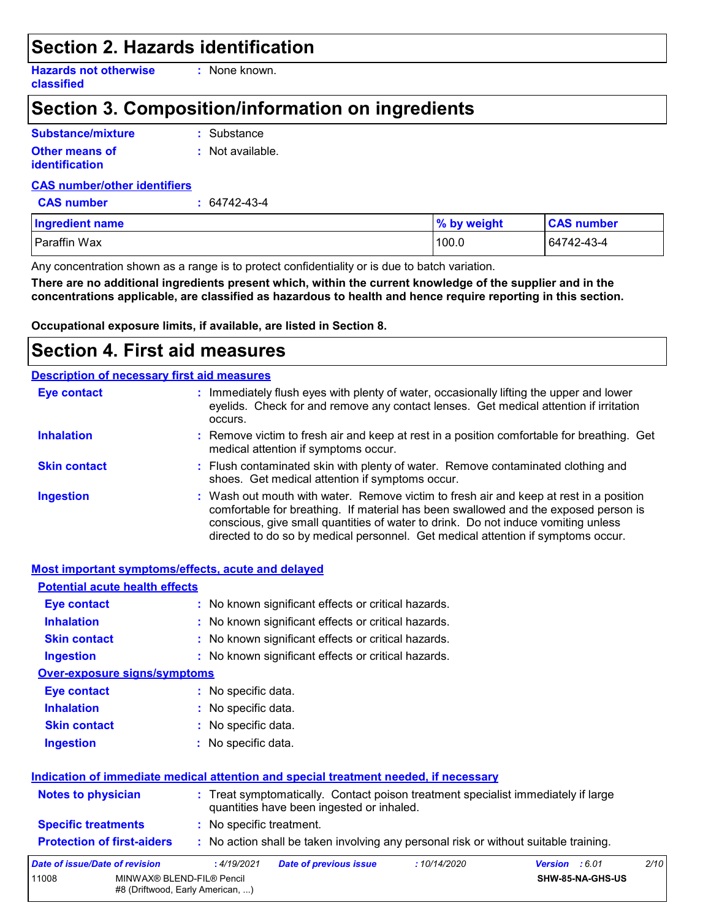## Section 2. Hazards identification

**Hazards not otherwise classified** : None known.

## Section 3. Composition/information on ingredients

**Substance/mixture** : Substance

**Other means of identification** : Not available.

**CAS number/other identifiers**

**CAS number** : 64742-43-4

| Ingredient name | % by weight | CAS number |
|---|---|---|
| Paraffin Wax | 100.0 | 64742-43-4 |

Any concentration shown as a range is to protect confidentiality or is due to batch variation.

**There are no additional ingredients present which, within the current knowledge of the supplier and in the concentrations applicable, are classified as hazardous to health and hence require reporting in this section.**

**Occupational exposure limits, if available, are listed in Section 8.**

## Section 4. First aid measures

**Description of necessary first aid measures**

**Eye contact** : Immediately flush eyes with plenty of water, occasionally lifting the upper and lower eyelids. Check for and remove any contact lenses. Get medical attention if irritation occurs.

**Inhalation** : Remove victim to fresh air and keep at rest in a position comfortable for breathing. Get medical attention if symptoms occur.

**Skin contact** : Flush contaminated skin with plenty of water. Remove contaminated clothing and shoes. Get medical attention if symptoms occur.

**Ingestion** : Wash out mouth with water. Remove victim to fresh air and keep at rest in a position comfortable for breathing. If material has been swallowed and the exposed person is conscious, give small quantities of water to drink. Do not induce vomiting unless directed to do so by medical personnel. Get medical attention if symptoms occur.

**Most important symptoms/effects, acute and delayed**

**Potential acute health effects**

**Eye contact** : No known significant effects or critical hazards.

**Inhalation** : No known significant effects or critical hazards.

**Skin contact** : No known significant effects or critical hazards.

**Ingestion** : No known significant effects or critical hazards.

**Over-exposure signs/symptoms**

**Eye contact** : No specific data.

**Inhalation** : No specific data.

**Skin contact** : No specific data.

**Ingestion** : No specific data.

**Indication of immediate medical attention and special treatment needed, if necessary**

**Notes to physician** : Treat symptomatically. Contact poison treatment specialist immediately if large quantities have been ingested or inhaled.

**Specific treatments** : No specific treatment.

**Protection of first-aiders** : No action shall be taken involving any personal risk or without suitable training.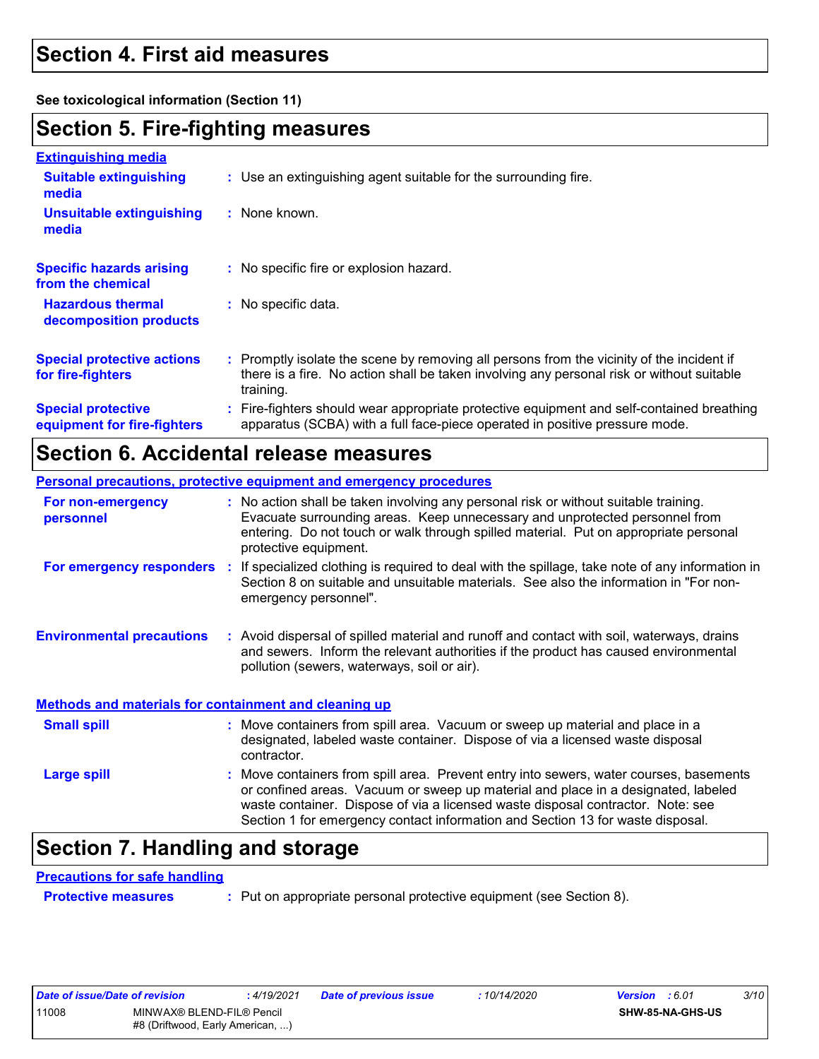## Section 4. First aid measures

**See toxicological information (Section 11)**

## Section 5. Fire-fighting measures

**Extinguishing media**

**Suitable extinguishing media** : Use an extinguishing agent suitable for the surrounding fire.

**Unsuitable extinguishing media** : None known.

**Specific hazards arising from the chemical** : No specific fire or explosion hazard.

**Hazardous thermal decomposition products** : No specific data.

**Special protective actions for fire-fighters** : Promptly isolate the scene by removing all persons from the vicinity of the incident if there is a fire. No action shall be taken involving any personal risk or without suitable training.

**Special protective equipment for fire-fighters** : Fire-fighters should wear appropriate protective equipment and self-contained breathing apparatus (SCBA) with a full face-piece operated in positive pressure mode.

## Section 6. Accidental release measures

**Personal precautions, protective equipment and emergency procedures**

**For non-emergency personnel** : No action shall be taken involving any personal risk or without suitable training. Evacuate surrounding areas. Keep unnecessary and unprotected personnel from entering. Do not touch or walk through spilled material. Put on appropriate personal protective equipment.

**For emergency responders** : If specialized clothing is required to deal with the spillage, take note of any information in Section 8 on suitable and unsuitable materials. See also the information in "For non-emergency personnel".

**Environmental precautions** : Avoid dispersal of spilled material and runoff and contact with soil, waterways, drains and sewers. Inform the relevant authorities if the product has caused environmental pollution (sewers, waterways, soil or air).

**Methods and materials for containment and cleaning up**

**Small spill** : Move containers from spill area. Vacuum or sweep up material and place in a designated, labeled waste container. Dispose of via a licensed waste disposal contractor.

**Large spill** : Move containers from spill area. Prevent entry into sewers, water courses, basements or confined areas. Vacuum or sweep up material and place in a designated, labeled waste container. Dispose of via a licensed waste disposal contractor. Note: see Section 1 for emergency contact information and Section 13 for waste disposal.

## Section 7. Handling and storage

**Precautions for safe handling**

**Protective measures** : Put on appropriate personal protective equipment (see Section 8).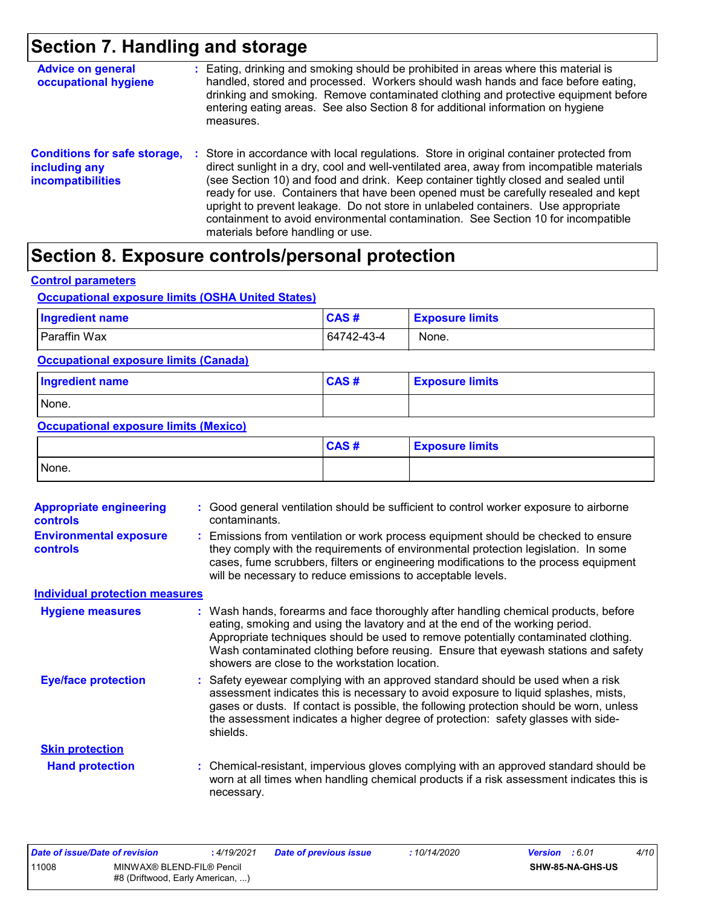# Section 7. Handling and storage

**Advice on general occupational hygiene** : Eating, drinking and smoking should be prohibited in areas where this material is handled, stored and processed. Workers should wash hands and face before eating, drinking and smoking. Remove contaminated clothing and protective equipment before entering eating areas. See also Section 8 for additional information on hygiene measures.

**Conditions for safe storage, including any incompatibilities** : Store in accordance with local regulations. Store in original container protected from direct sunlight in a dry, cool and well-ventilated area, away from incompatible materials (see Section 10) and food and drink. Keep container tightly closed and sealed until ready for use. Containers that have been opened must be carefully resealed and kept upright to prevent leakage. Do not store in unlabeled containers. Use appropriate containment to avoid environmental contamination. See Section 10 for incompatible materials before handling or use.

# Section 8. Exposure controls/personal protection

## Control parameters

### Occupational exposure limits (OSHA United States)

| Ingredient name | CAS # | Exposure limits |
|---|---|---|
| Paraffin Wax | 64742-43-4 | None. |

### Occupational exposure limits (Canada)

| Ingredient name | CAS # | Exposure limits |
|---|---|---|
| None. | | |

### Occupational exposure limits (Mexico)

| | CAS # | Exposure limits |
|---|---|---|
| None. | | |

**Appropriate engineering controls** : Good general ventilation should be sufficient to control worker exposure to airborne contaminants.

**Environmental exposure controls** : Emissions from ventilation or work process equipment should be checked to ensure they comply with the requirements of environmental protection legislation. In some cases, fume scrubbers, filters or engineering modifications to the process equipment will be necessary to reduce emissions to acceptable levels.

## Individual protection measures

**Hygiene measures** : Wash hands, forearms and face thoroughly after handling chemical products, before eating, smoking and using the lavatory and at the end of the working period. Appropriate techniques should be used to remove potentially contaminated clothing. Wash contaminated clothing before reusing. Ensure that eyewash stations and safety showers are close to the workstation location.

**Eye/face protection** : Safety eyewear complying with an approved standard should be used when a risk assessment indicates this is necessary to avoid exposure to liquid splashes, mists, gases or dusts. If contact is possible, the following protection should be worn, unless the assessment indicates a higher degree of protection: safety glasses with side-shields.

### Skin protection

**Hand protection** : Chemical-resistant, impervious gloves complying with an approved standard should be worn at all times when handling chemical products if a risk assessment indicates this is necessary.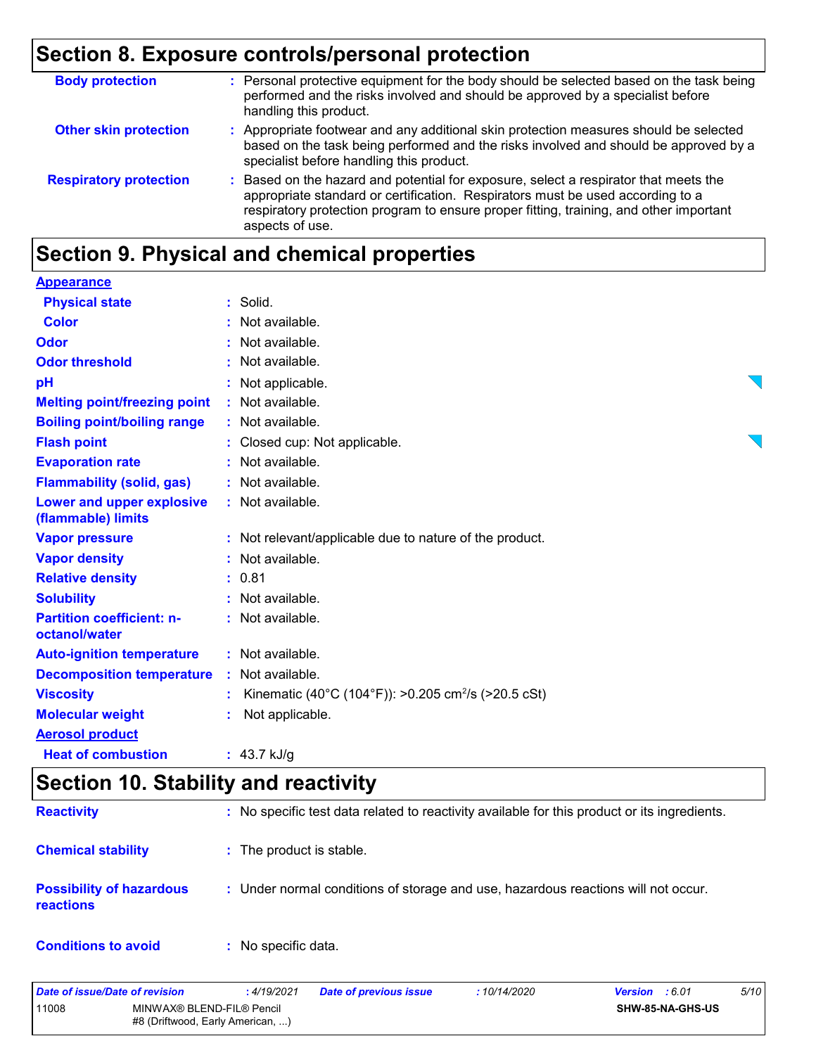## Section 8. Exposure controls/personal protection

| | |
|---|---|
| **Body protection** | : Personal protective equipment for the body should be selected based on the task being performed and the risks involved and should be approved by a specialist before handling this product. |
| **Other skin protection** | : Appropriate footwear and any additional skin protection measures should be selected based on the task being performed and the risks involved and should be approved by a specialist before handling this product. |
| **Respiratory protection** | : Based on the hazard and potential for exposure, select a respirator that meets the appropriate standard or certification. Respirators must be used according to a respiratory protection program to ensure proper fitting, training, and other important aspects of use. |

## Section 9. Physical and chemical properties

| | |
|---|---|
| **Appearance** | |
| **Physical state** | : Solid. |
| **Color** | : Not available. |
| **Odor** | : Not available. |
| **Odor threshold** | : Not available. |
| **pH** | : Not applicable. |
| **Melting point/freezing point** | : Not available. |
| **Boiling point/boiling range** | : Not available. |
| **Flash point** | : Closed cup: Not applicable. |
| **Evaporation rate** | : Not available. |
| **Flammability (solid, gas)** | : Not available. |
| **Lower and upper explosive (flammable) limits** | : Not available. |
| **Vapor pressure** | : Not relevant/applicable due to nature of the product. |
| **Vapor density** | : Not available. |
| **Relative density** | : 0.81 |
| **Solubility** | : Not available. |
| **Partition coefficient: n-octanol/water** | : Not available. |
| **Auto-ignition temperature** | : Not available. |
| **Decomposition temperature** | : Not available. |
| **Viscosity** | : Kinematic (40°C (104°F)): >0.205 $cm^2/s$ (>20.5 cSt) |
| **Molecular weight** | : Not applicable. |
| **Aerosol product** | |
| **Heat of combustion** | : 43.7 kJ/g |

## Section 10. Stability and reactivity

| | |
|---|---|
| **Reactivity** | : No specific test data related to reactivity available for this product or its ingredients. |
| **Chemical stability** | : The product is stable. |
| **Possibility of hazardous reactions** | : Under normal conditions of storage and use, hazardous reactions will not occur. |
| **Conditions to avoid** | : No specific data. |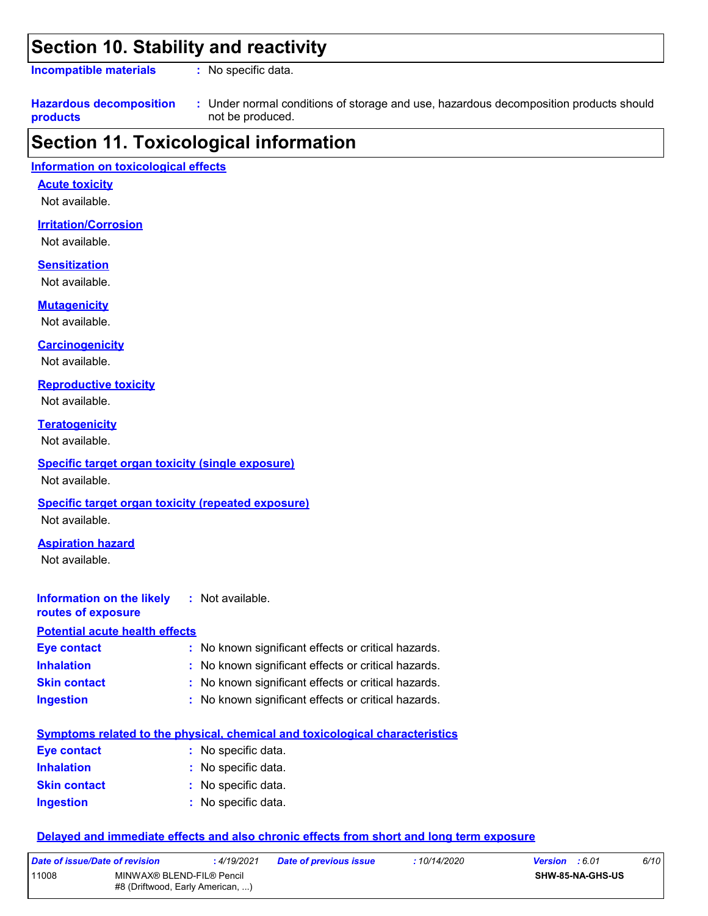# Section 10. Stability and reactivity

**Incompatible materials** : No specific data.

**Hazardous decomposition products** : Under normal conditions of storage and use, hazardous decomposition products should not be produced.

# Section 11. Toxicological information

## Information on toxicological effects

### Acute toxicity

Not available.

### Irritation/Corrosion

Not available.

### Sensitization

Not available.

### Mutagenicity

Not available.

### Carcinogenicity

Not available.

### Reproductive toxicity

Not available.

### Teratogenicity

Not available.

### Specific target organ toxicity (single exposure)

Not available.

### Specific target organ toxicity (repeated exposure)

Not available.

### Aspiration hazard

Not available.

**Information on the likely routes of exposure** : Not available.

### Potential acute health effects

**Eye contact** : No known significant effects or critical hazards.
**Inhalation** : No known significant effects or critical hazards.
**Skin contact** : No known significant effects or critical hazards.
**Ingestion** : No known significant effects or critical hazards.

### Symptoms related to the physical, chemical and toxicological characteristics

**Eye contact** : No specific data.
**Inhalation** : No specific data.
**Skin contact** : No specific data.
**Ingestion** : No specific data.

### Delayed and immediate effects and also chronic effects from short and long term exposure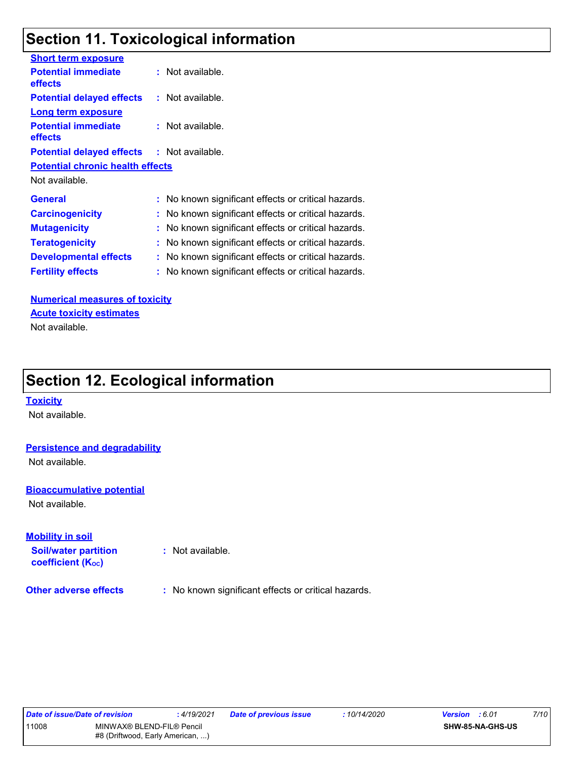## Section 11. Toxicological information

**Short term exposure**

**Potential immediate effects** : Not available.

**Potential delayed effects** : Not available.

**Long term exposure**

**Potential immediate effects** : Not available.

**Potential delayed effects** : Not available.

**Potential chronic health effects**

Not available.

**General** : No known significant effects or critical hazards.

**Carcinogenicity** : No known significant effects or critical hazards.

**Mutagenicity** : No known significant effects or critical hazards.

**Teratogenicity** : No known significant effects or critical hazards.

**Developmental effects** : No known significant effects or critical hazards.

**Fertility effects** : No known significant effects or critical hazards.

**Numerical measures of toxicity**

**Acute toxicity estimates**

Not available.

## Section 12. Ecological information

**Toxicity**

Not available.

**Persistence and degradability**

Not available.

**Bioaccumulative potential**

Not available.

**Mobility in soil**

**Soil/water partition coefficient ($K_{OC}$)** : Not available.

**Other adverse effects** : No known significant effects or critical hazards.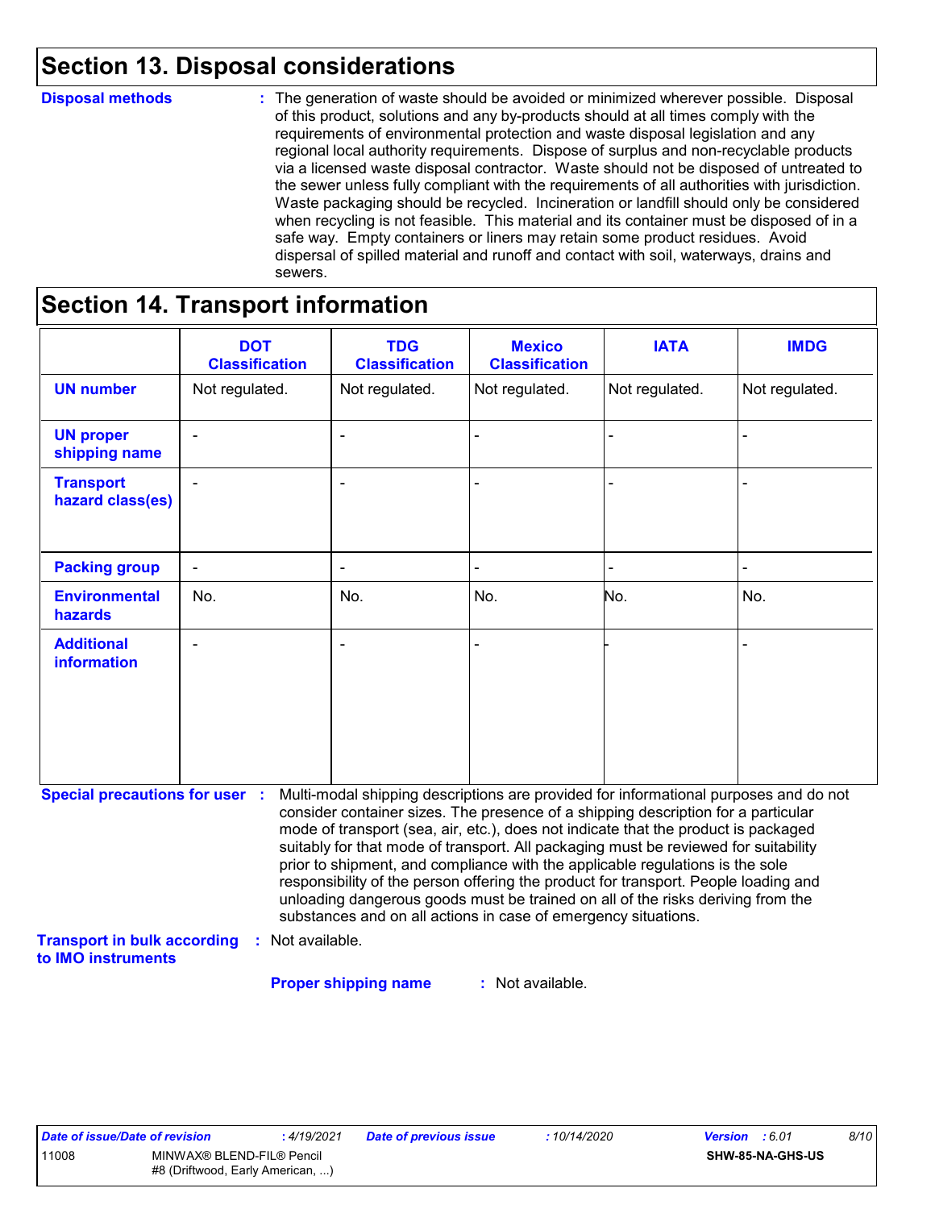## Section 13. Disposal considerations

**Disposal methods** : The generation of waste should be avoided or minimized wherever possible. Disposal of this product, solutions and any by-products should at all times comply with the requirements of environmental protection and waste disposal legislation and any regional local authority requirements. Dispose of surplus and non-recyclable products via a licensed waste disposal contractor. Waste should not be disposed of untreated to the sewer unless fully compliant with the requirements of all authorities with jurisdiction. Waste packaging should be recycled. Incineration or landfill should only be considered when recycling is not feasible. This material and its container must be disposed of in a safe way. Empty containers or liners may retain some product residues. Avoid dispersal of spilled material and runoff and contact with soil, waterways, drains and sewers.

## Section 14. Transport information

| | DOT Classification | TDG Classification | Mexico Classification | IATA | IMDG |
|---|---|---|---|---|---|
| **UN number** | Not regulated. | Not regulated. | Not regulated. | Not regulated. | Not regulated. |
| **UN proper shipping name** | - | - | - | - | - |
| **Transport hazard class(es)** | - | - | - | - | - |
| **Packing group** | - | - | - | - | - |
| **Environmental hazards** | No. | No. | No. | No. | No. |
| **Additional information** | - | - | - | - | - |

**Special precautions for user** : Multi-modal shipping descriptions are provided for informational purposes and do not consider container sizes. The presence of a shipping description for a particular mode of transport (sea, air, etc.), does not indicate that the product is packaged suitably for that mode of transport. All packaging must be reviewed for suitability prior to shipment, and compliance with the applicable regulations is the sole responsibility of the person offering the product for transport. People loading and unloading dangerous goods must be trained on all of the risks deriving from the substances and on all actions in case of emergency situations.

**Transport in bulk according to IMO instruments** : Not available.

**Proper shipping name** : Not available.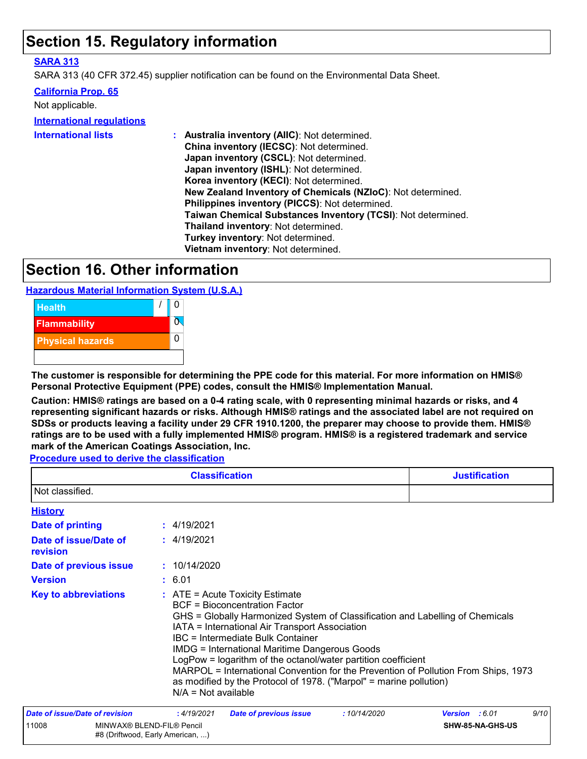# Section 15. Regulatory information

**SARA 313**

SARA 313 (40 CFR 372.45) supplier notification can be found on the Environmental Data Sheet.

**California Prop. 65**

Not applicable.

**International regulations**

**International lists** : **Australia inventory (AIIC)**: Not determined.
**China inventory (IECSC)**: Not determined.
**Japan inventory (CSCL)**: Not determined.
**Japan inventory (ISHL)**: Not determined.
**Korea inventory (KECI)**: Not determined.
**New Zealand Inventory of Chemicals (NZIoC)**: Not determined.
**Philippines inventory (PICCS)**: Not determined.
**Taiwan Chemical Substances Inventory (TCSI)**: Not determined.
**Thailand inventory**: Not determined.
**Turkey inventory**: Not determined.
**Vietnam inventory**: Not determined.

# Section 16. Other information

**Hazardous Material Information System (U.S.A.)**

| | |
|---|---|
| Health | / 0 |
| Flammability | 0 |
| Physical hazards | 0 |
| | |

**The customer is responsible for determining the PPE code for this material. For more information on HMIS® Personal Protective Equipment (PPE) codes, consult the HMIS® Implementation Manual.**

**Caution: HMIS® ratings are based on a 0-4 rating scale, with 0 representing minimal hazards or risks, and 4 representing significant hazards or risks. Although HMIS® ratings and the associated label are not required on SDSs or products leaving a facility under 29 CFR 1910.1200, the preparer may choose to provide them. HMIS® ratings are to be used with a fully implemented HMIS® program. HMIS® is a registered trademark and service mark of the American Coatings Association, Inc.**

**Procedure used to derive the classification**

| Classification | Justification |
|---|---|
| Not classified. | |

**History**

**Date of printing** : 4/19/2021

**Date of issue/Date of revision** : 4/19/2021

**Date of previous issue** : 10/14/2020

**Version** : 6.01

**Key to abbreviations** : ATE = Acute Toxicity Estimate
BCF = Bioconcentration Factor
GHS = Globally Harmonized System of Classification and Labelling of Chemicals
IATA = International Air Transport Association
IBC = Intermediate Bulk Container
IMDG = International Maritime Dangerous Goods
LogPow = logarithm of the octanol/water partition coefficient
MARPOL = International Convention for the Prevention of Pollution From Ships, 1973 as modified by the Protocol of 1978. ("Marpol" = marine pollution)
N/A = Not available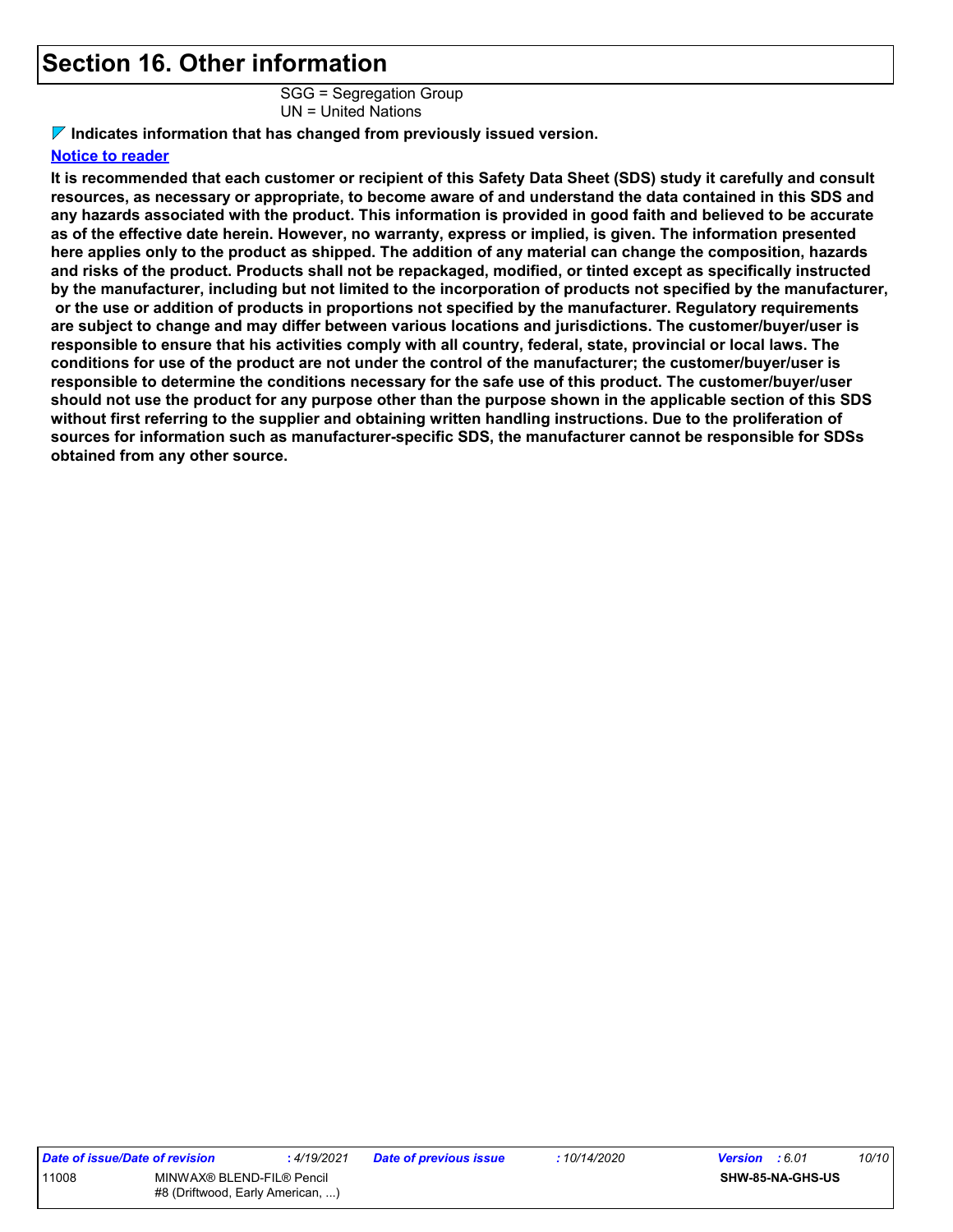# Section 16. Other information

SGG = Segregation Group
UN = United Nations

**Indicates information that has changed from previously issued version.**

**Notice to reader**

**It is recommended that each customer or recipient of this Safety Data Sheet (SDS) study it carefully and consult resources, as necessary or appropriate, to become aware of and understand the data contained in this SDS and any hazards associated with the product. This information is provided in good faith and believed to be accurate as of the effective date herein. However, no warranty, express or implied, is given. The information presented here applies only to the product as shipped. The addition of any material can change the composition, hazards and risks of the product. Products shall not be repackaged, modified, or tinted except as specifically instructed by the manufacturer, including but not limited to the incorporation of products not specified by the manufacturer, or the use or addition of products in proportions not specified by the manufacturer. Regulatory requirements are subject to change and may differ between various locations and jurisdictions. The customer/buyer/user is responsible to ensure that his activities comply with all country, federal, state, provincial or local laws. The conditions for use of the product are not under the control of the manufacturer; the customer/buyer/user is responsible to determine the conditions necessary for the safe use of this product. The customer/buyer/user should not use the product for any purpose other than the purpose shown in the applicable section of this SDS without first referring to the supplier and obtaining written handling instructions. Due to the proliferation of sources for information such as manufacturer-specific SDS, the manufacturer cannot be responsible for SDSs obtained from any other source.**